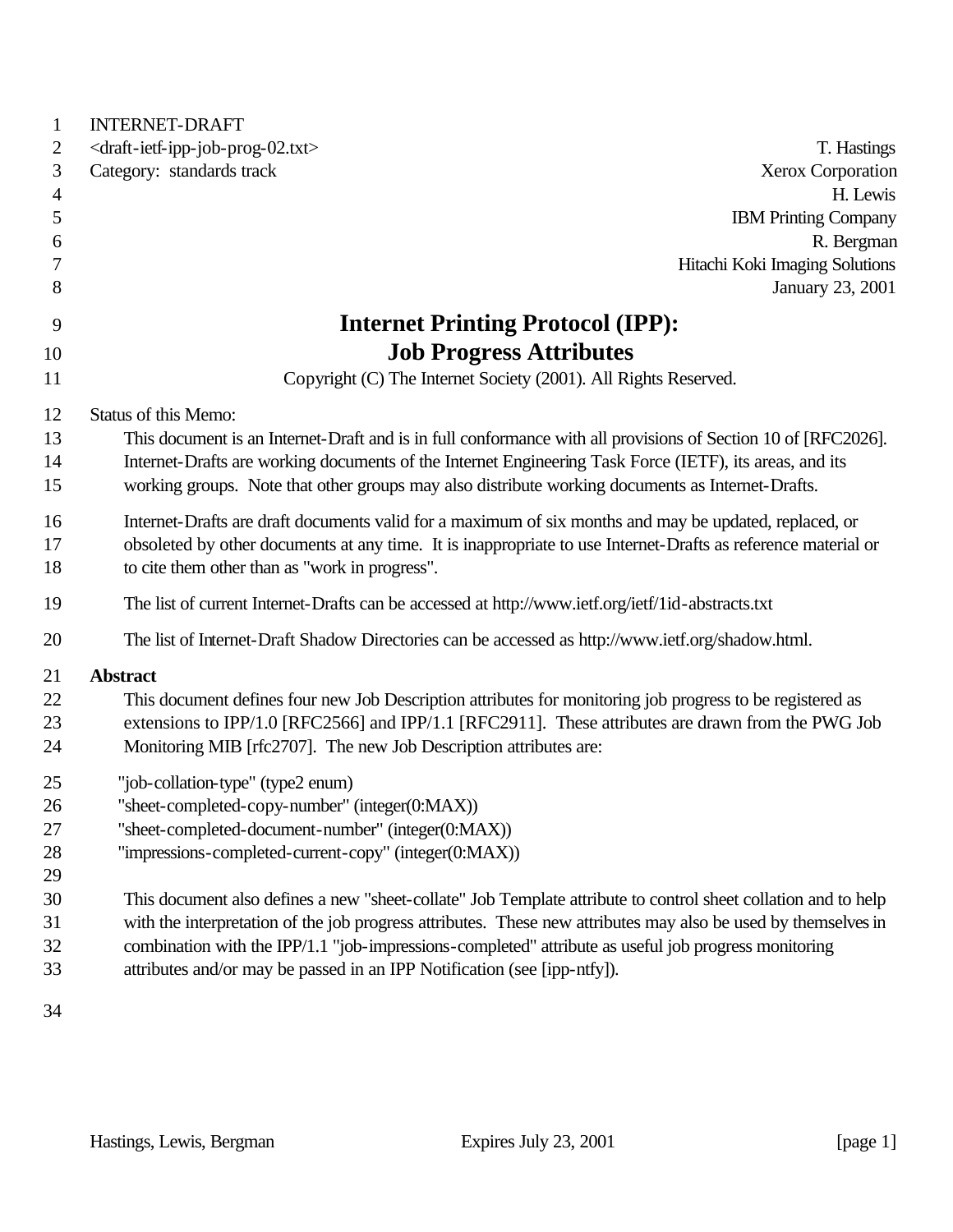INTERNET-DRAFT
<draft-ietf-ipp-job-prog-02.txt>
Category: standards track

T. Hastings
Xerox Corporation
H. Lewis
IBM Printing Company
R. Bergman
Hitachi Koki Imaging Solutions
January 23, 2001

# Internet Printing Protocol (IPP): Job Progress Attributes

Copyright (C) The Internet Society (2001). All Rights Reserved.

Status of this Memo:

This document is an Internet-Draft and is in full conformance with all provisions of Section 10 of [RFC2026]. Internet-Drafts are working documents of the Internet Engineering Task Force (IETF), its areas, and its working groups. Note that other groups may also distribute working documents as Internet-Drafts.

Internet-Drafts are draft documents valid for a maximum of six months and may be updated, replaced, or obsoleted by other documents at any time. It is inappropriate to use Internet-Drafts as reference material or to cite them other than as "work in progress".

The list of current Internet-Drafts can be accessed at http://www.ietf.org/ietf/1id-abstracts.txt

The list of Internet-Draft Shadow Directories can be accessed as http://www.ietf.org/shadow.html.

**Abstract**

This document defines four new Job Description attributes for monitoring job progress to be registered as extensions to IPP/1.0 [RFC2566] and IPP/1.1 [RFC2911]. These attributes are drawn from the PWG Job Monitoring MIB [rfc2707]. The new Job Description attributes are:

"job-collation-type" (type2 enum)
"sheet-completed-copy-number" (integer(0:MAX))
"sheet-completed-document-number" (integer(0:MAX))
"impressions-completed-current-copy" (integer(0:MAX))

This document also defines a new "sheet-collate" Job Template attribute to control sheet collation and to help with the interpretation of the job progress attributes. These new attributes may also be used by themselves in combination with the IPP/1.1 "job-impressions-completed" attribute as useful job progress monitoring attributes and/or may be passed in an IPP Notification (see [ipp-ntfy]).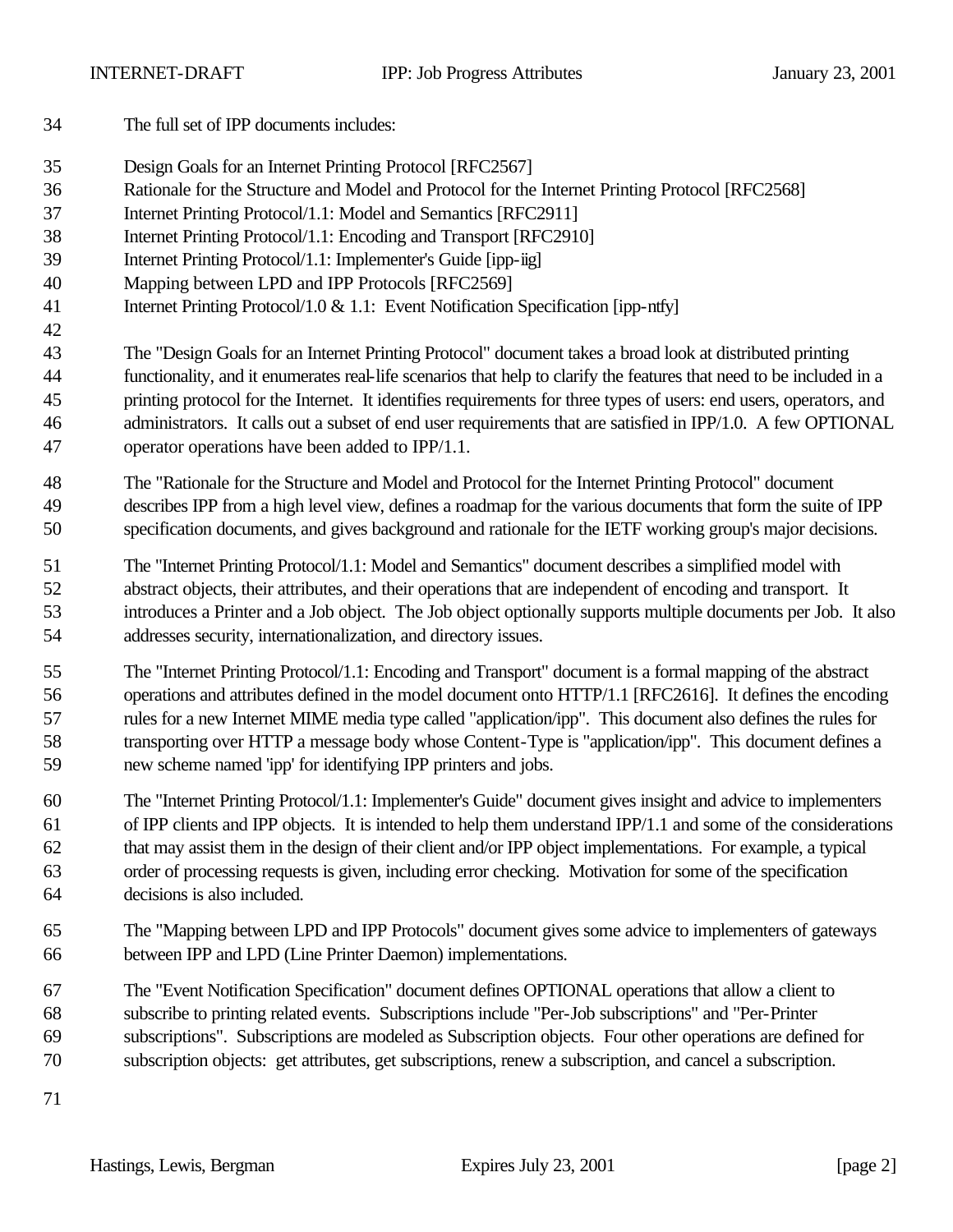The full set of IPP documents includes:

Design Goals for an Internet Printing Protocol [RFC2567]
Rationale for the Structure and Model and Protocol for the Internet Printing Protocol [RFC2568]
Internet Printing Protocol/1.1: Model and Semantics [RFC2911]
Internet Printing Protocol/1.1: Encoding and Transport [RFC2910]
Internet Printing Protocol/1.1: Implementer's Guide [ipp-iig]
Mapping between LPD and IPP Protocols [RFC2569]
Internet Printing Protocol/1.0 & 1.1: Event Notification Specification [ipp-ntfy]

The "Design Goals for an Internet Printing Protocol" document takes a broad look at distributed printing functionality, and it enumerates real-life scenarios that help to clarify the features that need to be included in a printing protocol for the Internet. It identifies requirements for three types of users: end users, operators, and administrators. It calls out a subset of end user requirements that are satisfied in IPP/1.0. A few OPTIONAL operator operations have been added to IPP/1.1.

The "Rationale for the Structure and Model and Protocol for the Internet Printing Protocol" document describes IPP from a high level view, defines a roadmap for the various documents that form the suite of IPP specification documents, and gives background and rationale for the IETF working group's major decisions.

The "Internet Printing Protocol/1.1: Model and Semantics" document describes a simplified model with abstract objects, their attributes, and their operations that are independent of encoding and transport. It introduces a Printer and a Job object. The Job object optionally supports multiple documents per Job. It also addresses security, internationalization, and directory issues.

The "Internet Printing Protocol/1.1: Encoding and Transport" document is a formal mapping of the abstract operations and attributes defined in the model document onto HTTP/1.1 [RFC2616]. It defines the encoding rules for a new Internet MIME media type called "application/ipp". This document also defines the rules for transporting over HTTP a message body whose Content-Type is "application/ipp". This document defines a new scheme named 'ipp' for identifying IPP printers and jobs.

The "Internet Printing Protocol/1.1: Implementer's Guide" document gives insight and advice to implementers of IPP clients and IPP objects. It is intended to help them understand IPP/1.1 and some of the considerations that may assist them in the design of their client and/or IPP object implementations. For example, a typical order of processing requests is given, including error checking. Motivation for some of the specification decisions is also included.

The "Mapping between LPD and IPP Protocols" document gives some advice to implementers of gateways between IPP and LPD (Line Printer Daemon) implementations.

The "Event Notification Specification" document defines OPTIONAL operations that allow a client to subscribe to printing related events. Subscriptions include "Per-Job subscriptions" and "Per-Printer subscriptions". Subscriptions are modeled as Subscription objects. Four other operations are defined for subscription objects: get attributes, get subscriptions, renew a subscription, and cancel a subscription.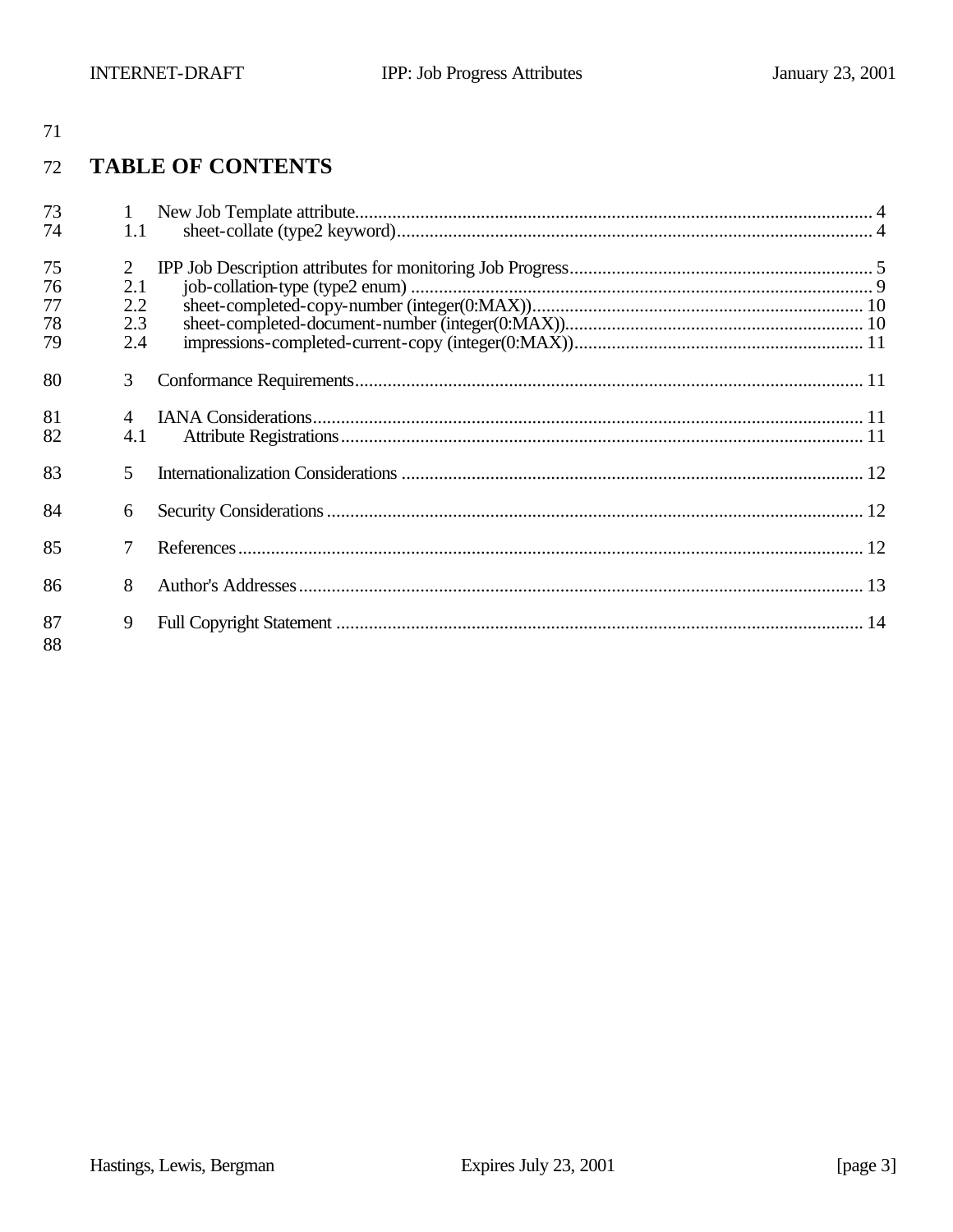## TABLE OF CONTENTS

1 New Job Template attribute ... 4
 1.1 sheet-collate (type2 keyword) ... 4

2 IPP Job Description attributes for monitoring Job Progress ... 5
 2.1 job-collation-type (type2 enum) ... 9
 2.2 sheet-completed-copy-number (integer(0:MAX)) ... 10
 2.3 sheet-completed-document-number (integer(0:MAX)) ... 10
 2.4 impressions-completed-current-copy (integer(0:MAX)) ... 11

3 Conformance Requirements ... 11

4 IANA Considerations ... 11
 4.1 Attribute Registrations ... 11

5 Internationalization Considerations ... 12

6 Security Considerations ... 12

7 References ... 12

8 Author's Addresses ... 13

9 Full Copyright Statement ... 14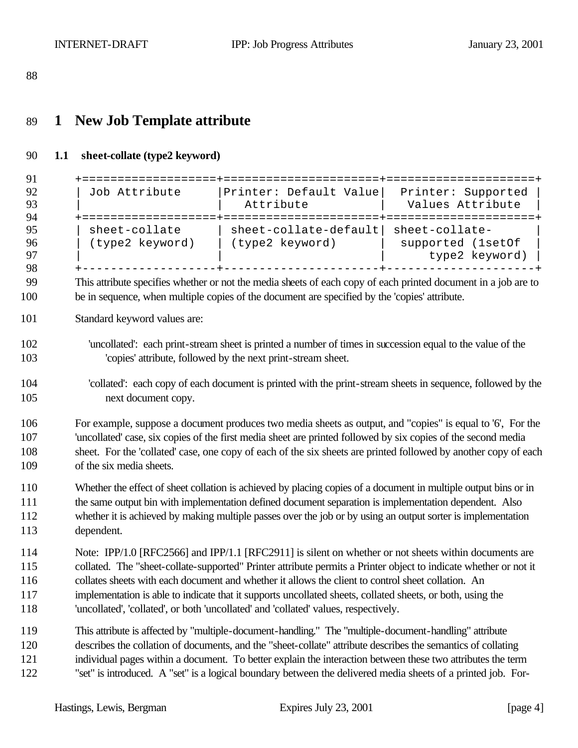# 1 New Job Template attribute

## 1.1 sheet-collate (type2 keyword)

| Job Attribute | Printer: Default Value Attribute | Printer: Supported Values Attribute |
| --- | --- | --- |
| sheet-collate (type2 keyword) | sheet-collate-default (type2 keyword) | sheet-collate-supported (1setOf type2 keyword) |

This attribute specifies whether or not the media sheets of each copy of each printed document in a job are to be in sequence, when multiple copies of the document are specified by the 'copies' attribute.

Standard keyword values are:

'uncollated': each print-stream sheet is printed a number of times in succession equal to the value of the 'copies' attribute, followed by the next print-stream sheet.

'collated': each copy of each document is printed with the print-stream sheets in sequence, followed by the next document copy.

For example, suppose a document produces two media sheets as output, and "copies" is equal to '6', For the 'uncollated' case, six copies of the first media sheet are printed followed by six copies of the second media sheet. For the 'collated' case, one copy of each of the six sheets are printed followed by another copy of each of the six media sheets.

Whether the effect of sheet collation is achieved by placing copies of a document in multiple output bins or in the same output bin with implementation defined document separation is implementation dependent. Also whether it is achieved by making multiple passes over the job or by using an output sorter is implementation dependent.

Note: IPP/1.0 [RFC2566] and IPP/1.1 [RFC2911] is silent on whether or not sheets within documents are collated. The "sheet-collate-supported" Printer attribute permits a Printer object to indicate whether or not it collates sheets with each document and whether it allows the client to control sheet collation. An implementation is able to indicate that it supports uncollated sheets, collated sheets, or both, using the 'uncollated', 'collated', or both 'uncollated' and 'collated' values, respectively.

This attribute is affected by "multiple-document-handling." The "multiple-document-handling" attribute describes the collation of documents, and the "sheet-collate" attribute describes the semantics of collating individual pages within a document. To better explain the interaction between these two attributes the term "set" is introduced. A "set" is a logical boundary between the delivered media sheets of a printed job. For-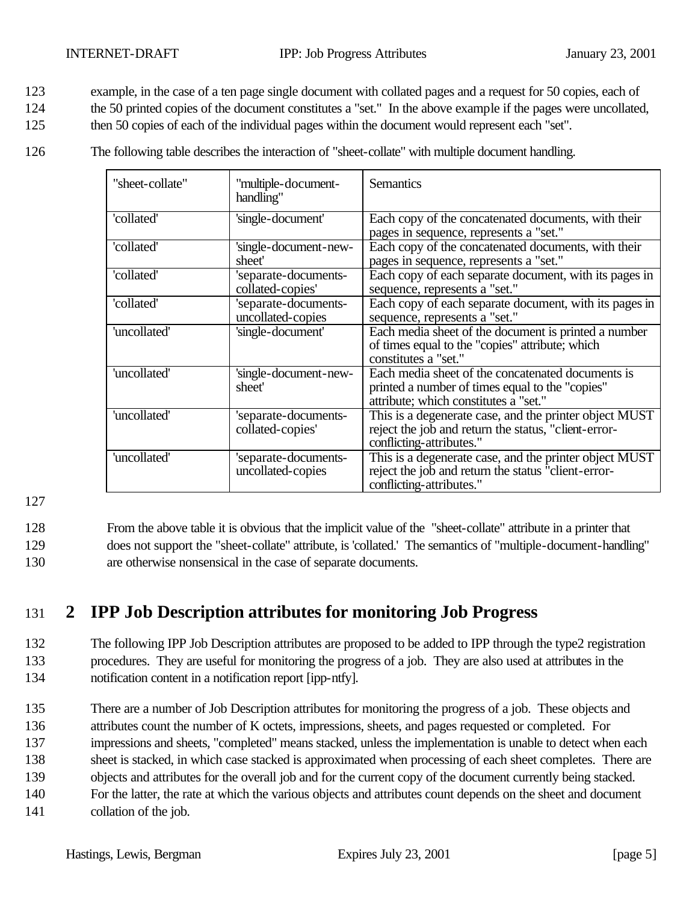example, in the case of a ten page single document with collated pages and a request for 50 copies, each of the 50 printed copies of the document constitutes a "set." In the above example if the pages were uncollated, then 50 copies of each of the individual pages within the document would represent each "set".

The following table describes the interaction of "sheet-collate" with multiple document handling.

| "sheet-collate" | "multiple-document-handling" | Semantics |
|---|---|---|
| 'collated' | 'single-document' | Each copy of the concatenated documents, with their pages in sequence, represents a "set." |
| 'collated' | 'single-document-new-sheet' | Each copy of the concatenated documents, with their pages in sequence, represents a "set." |
| 'collated' | 'separate-documents-collated-copies' | Each copy of each separate document, with its pages in sequence, represents a "set." |
| 'collated' | 'separate-documents-uncollated-copies | Each copy of each separate document, with its pages in sequence, represents a "set." |
| 'uncollated' | 'single-document' | Each media sheet of the document is printed a number of times equal to the "copies" attribute; which constitutes a "set." |
| 'uncollated' | 'single-document-new-sheet' | Each media sheet of the concatenated documents is printed a number of times equal to the "copies" attribute; which constitutes a "set." |
| 'uncollated' | 'separate-documents-collated-copies' | This is a degenerate case, and the printer object MUST reject the job and return the status, "client-error-conflicting-attributes." |
| 'uncollated' | 'separate-documents-uncollated-copies | This is a degenerate case, and the printer object MUST reject the job and return the status "client-error-conflicting-attributes." |

From the above table it is obvious that the implicit value of the "sheet-collate" attribute in a printer that does not support the "sheet-collate" attribute, is 'collated.' The semantics of "multiple-document-handling" are otherwise nonsensical in the case of separate documents.

# 2 IPP Job Description attributes for monitoring Job Progress

The following IPP Job Description attributes are proposed to be added to IPP through the type2 registration procedures. They are useful for monitoring the progress of a job. They are also used at attributes in the notification content in a notification report [ipp-ntfy].

There are a number of Job Description attributes for monitoring the progress of a job. These objects and attributes count the number of K octets, impressions, sheets, and pages requested or completed. For impressions and sheets, "completed" means stacked, unless the implementation is unable to detect when each sheet is stacked, in which case stacked is approximated when processing of each sheet completes. There are objects and attributes for the overall job and for the current copy of the document currently being stacked. For the latter, the rate at which the various objects and attributes count depends on the sheet and document collation of the job.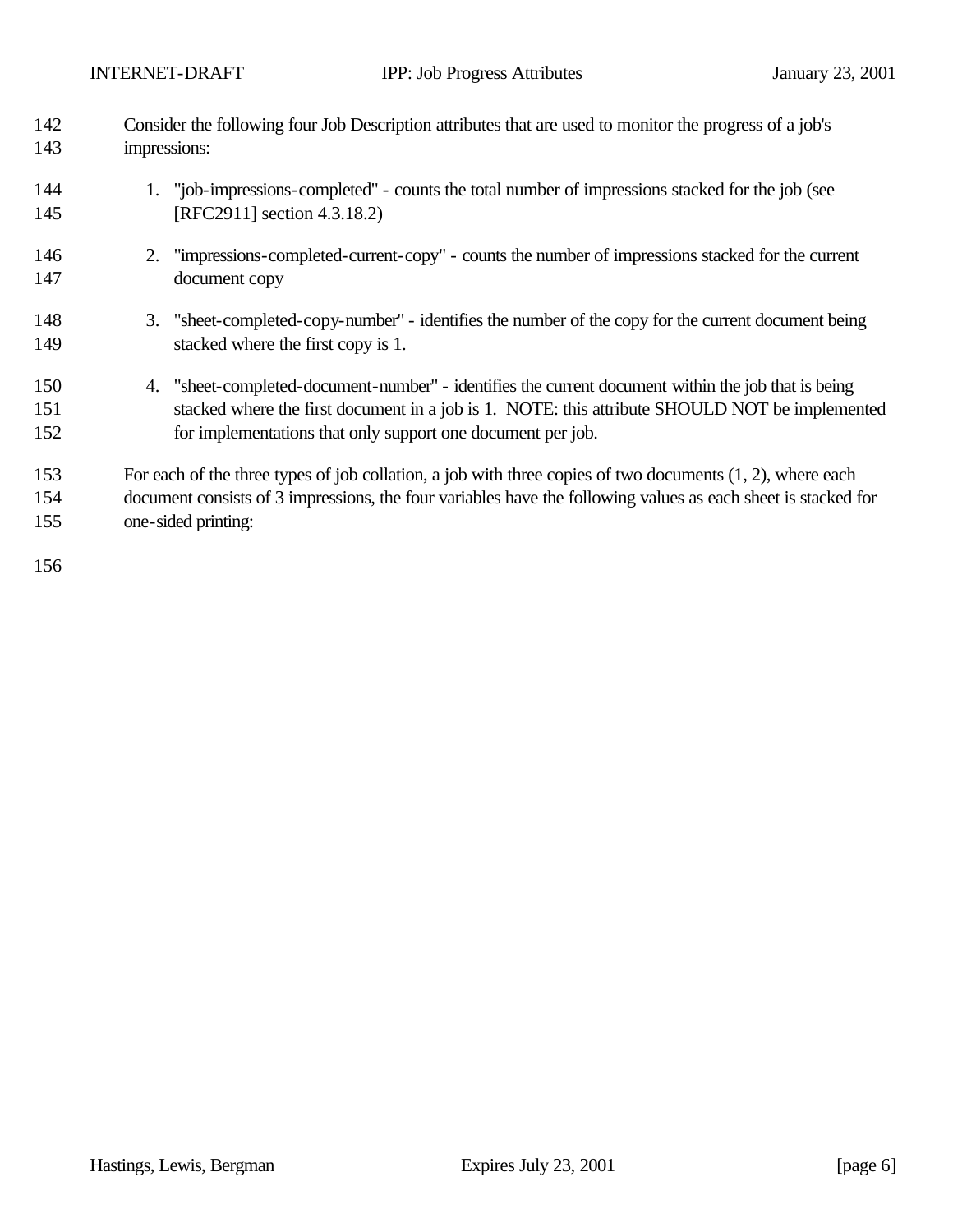Consider the following four Job Description attributes that are used to monitor the progress of a job's impressions:

1. "job-impressions-completed" - counts the total number of impressions stacked for the job (see [RFC2911] section 4.3.18.2)

2. "impressions-completed-current-copy" - counts the number of impressions stacked for the current document copy

3. "sheet-completed-copy-number" - identifies the number of the copy for the current document being stacked where the first copy is 1.

4. "sheet-completed-document-number" - identifies the current document within the job that is being stacked where the first document in a job is 1. NOTE: this attribute SHOULD NOT be implemented for implementations that only support one document per job.

For each of the three types of job collation, a job with three copies of two documents (1, 2), where each document consists of 3 impressions, the four variables have the following values as each sheet is stacked for one-sided printing: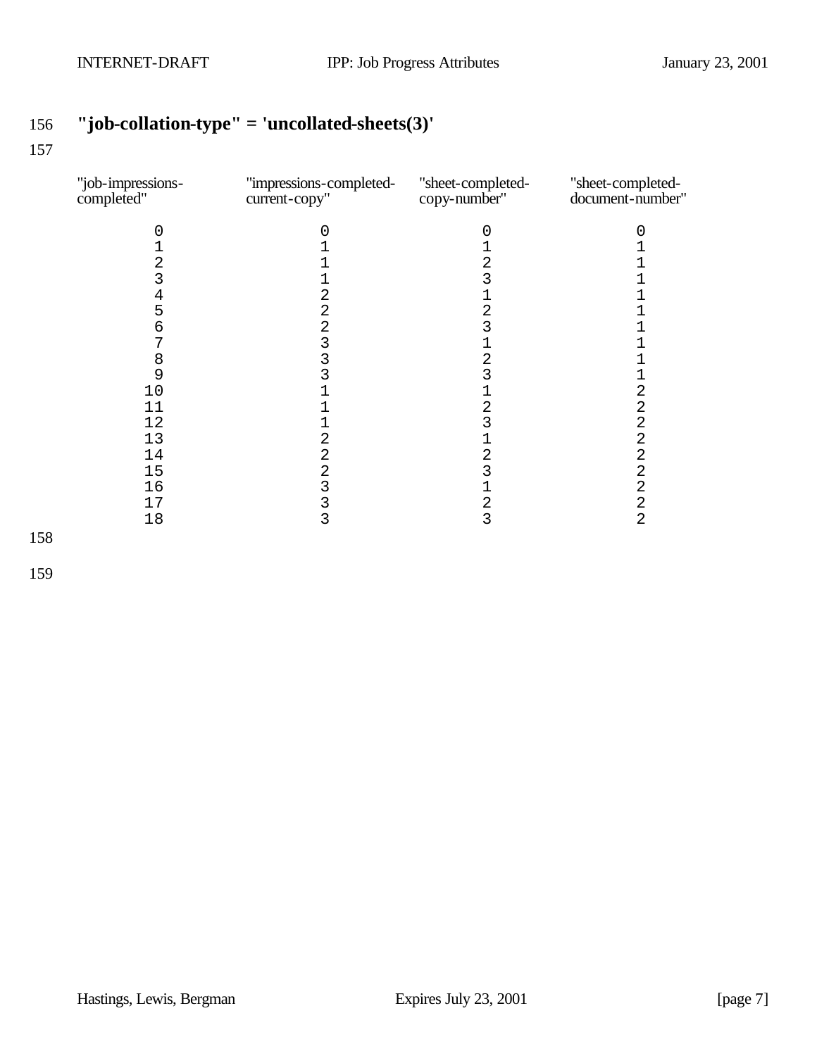## "job-collation-type" = 'uncollated-sheets(3)'

| "job-impressions-completed" | "impressions-completed-current-copy" | "sheet-completed-copy-number" | "sheet-completed-document-number" |
|---|---|---|---|
| 0 | 0 | 0 | 0 |
| 1 | 1 | 1 | 1 |
| 2 | 1 | 2 | 1 |
| 3 | 1 | 3 | 1 |
| 4 | 2 | 1 | 1 |
| 5 | 2 | 2 | 1 |
| 6 | 2 | 3 | 1 |
| 7 | 3 | 1 | 1 |
| 8 | 3 | 2 | 1 |
| 9 | 3 | 3 | 1 |
| 10 | 1 | 1 | 2 |
| 11 | 1 | 2 | 2 |
| 12 | 1 | 3 | 2 |
| 13 | 2 | 1 | 2 |
| 14 | 2 | 2 | 2 |
| 15 | 2 | 3 | 2 |
| 16 | 3 | 1 | 2 |
| 17 | 3 | 2 | 2 |
| 18 | 3 | 3 | 2 |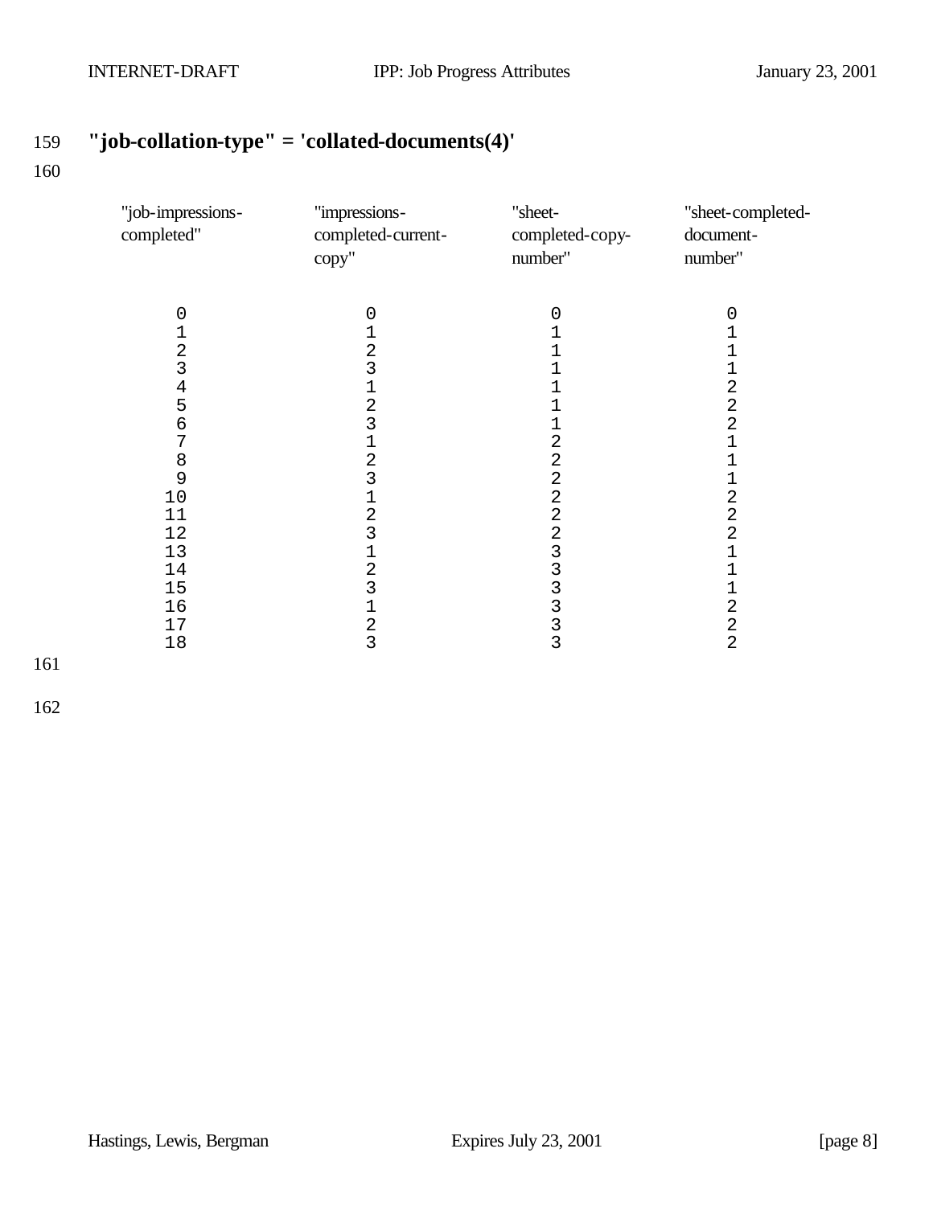## "job-collation-type" = 'collated-documents(4)'

| "job-impressions-completed" | "impressions-completed-current-copy" | "sheet-completed-copy-number" | "sheet-completed-document-number" |
|---|---|---|---|
| 0 | 0 | 0 | 0 |
| 1 | 1 | 1 | 1 |
| 2 | 2 | 1 | 1 |
| 3 | 3 | 1 | 1 |
| 4 | 1 | 1 | 2 |
| 5 | 2 | 1 | 2 |
| 6 | 3 | 1 | 2 |
| 7 | 1 | 2 | 1 |
| 8 | 2 | 2 | 1 |
| 9 | 3 | 2 | 1 |
| 10 | 1 | 2 | 2 |
| 11 | 2 | 2 | 2 |
| 12 | 3 | 2 | 2 |
| 13 | 1 | 3 | 1 |
| 14 | 2 | 3 | 1 |
| 15 | 3 | 3 | 1 |
| 16 | 1 | 3 | 2 |
| 17 | 2 | 3 | 2 |
| 18 | 3 | 3 | 2 |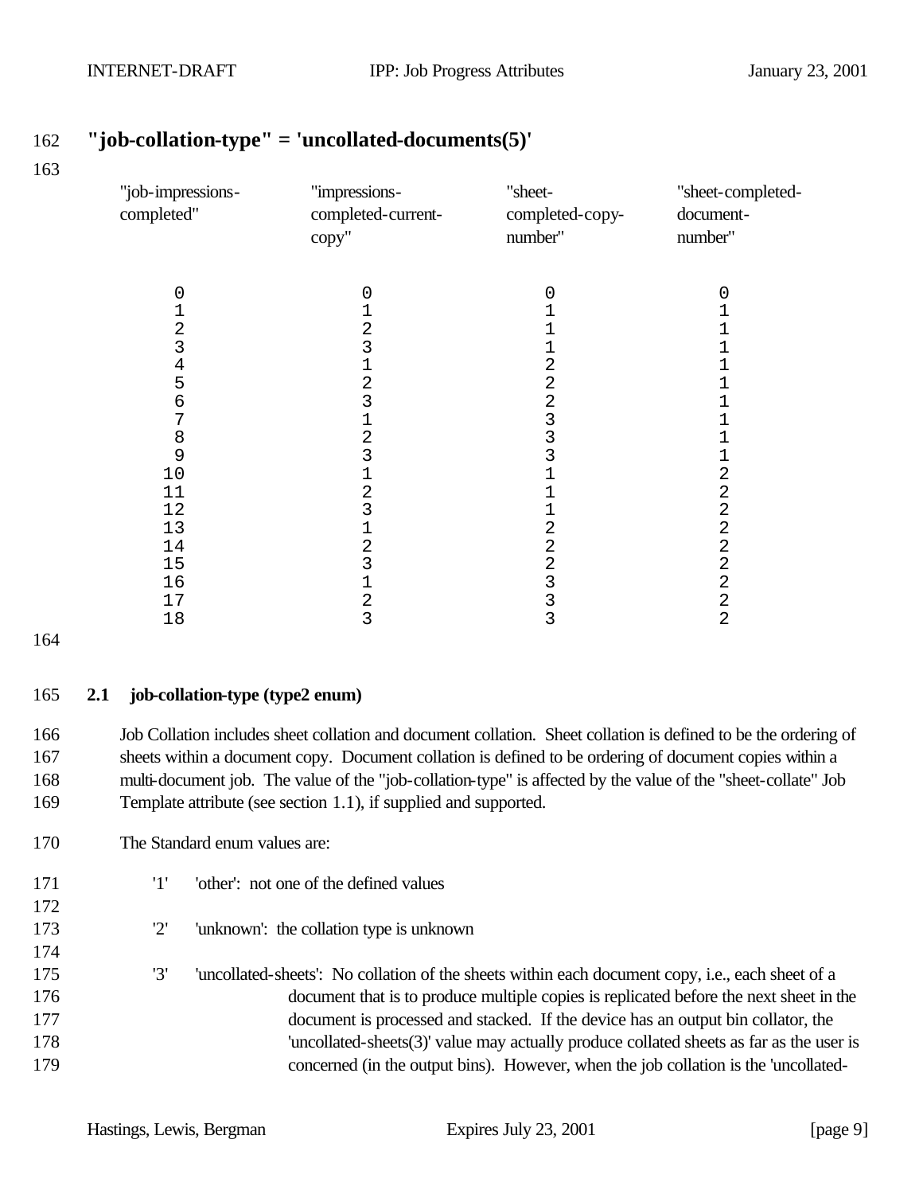**"job-collation-type" = 'uncollated-documents(5)'**

| "job-impressions-completed" | "impressions-completed-current-copy" | "sheet-completed-copy-number" | "sheet-completed-document-number" |
|---|---|---|---|
| 0 | 0 | 0 | 0 |
| 1 | 1 | 1 | 1 |
| 2 | 2 | 1 | 1 |
| 3 | 3 | 1 | 1 |
| 4 | 1 | 2 | 1 |
| 5 | 2 | 2 | 1 |
| 6 | 3 | 2 | 1 |
| 7 | 1 | 3 | 1 |
| 8 | 2 | 3 | 1 |
| 9 | 3 | 3 | 1 |
| 10 | 1 | 1 | 2 |
| 11 | 2 | 1 | 2 |
| 12 | 3 | 1 | 2 |
| 13 | 1 | 2 | 2 |
| 14 | 2 | 2 | 2 |
| 15 | 3 | 2 | 2 |
| 16 | 1 | 3 | 2 |
| 17 | 2 | 3 | 2 |
| 18 | 3 | 3 | 2 |

### 2.1 job-collation-type (type2 enum)

Job Collation includes sheet collation and document collation. Sheet collation is defined to be the ordering of sheets within a document copy. Document collation is defined to be ordering of document copies within a multi-document job. The value of the "job-collation-type" is affected by the value of the "sheet-collate" Job Template attribute (see section 1.1), if supplied and supported.

The Standard enum values are:

'1' 'other': not one of the defined values

'2' 'unknown': the collation type is unknown

'3' 'uncollated-sheets': No collation of the sheets within each document copy, i.e., each sheet of a document that is to produce multiple copies is replicated before the next sheet in the document is processed and stacked. If the device has an output bin collator, the 'uncollated-sheets(3)' value may actually produce collated sheets as far as the user is concerned (in the output bins). However, when the job collation is the 'uncollated-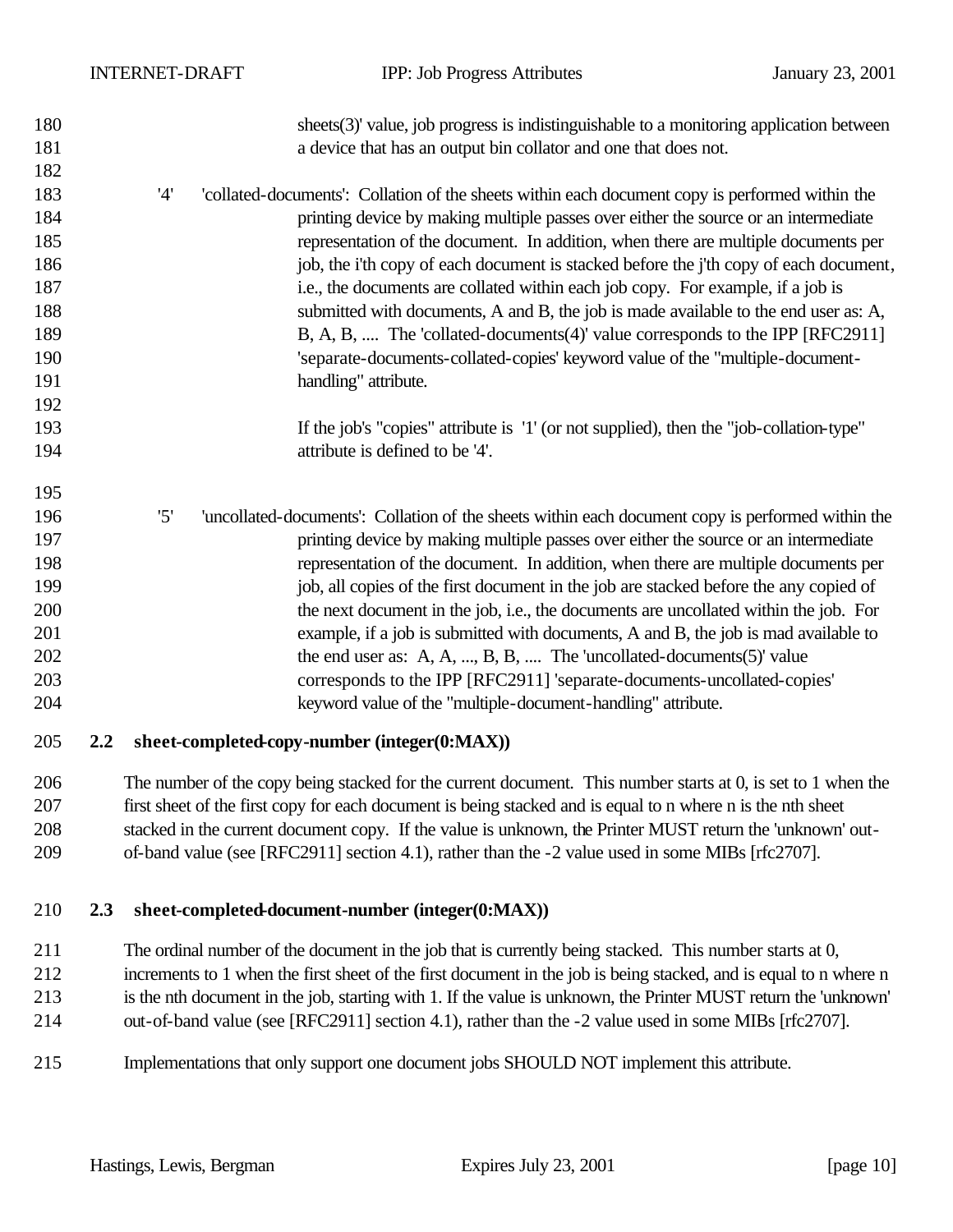sheets(3)' value, job progress is indistinguishable to a monitoring application between a device that has an output bin collator and one that does not.

'4' 'collated-documents': Collation of the sheets within each document copy is performed within the printing device by making multiple passes over either the source or an intermediate representation of the document. In addition, when there are multiple documents per job, the i'th copy of each document is stacked before the j'th copy of each document, i.e., the documents are collated within each job copy. For example, if a job is submitted with documents, A and B, the job is made available to the end user as: A, B, A, B, .... The 'collated-documents(4)' value corresponds to the IPP [RFC2911] 'separate-documents-collated-copies' keyword value of the "multiple-document-handling" attribute.

If the job's "copies" attribute is '1' (or not supplied), then the "job-collation-type" attribute is defined to be '4'.

'5' 'uncollated-documents': Collation of the sheets within each document copy is performed within the printing device by making multiple passes over either the source or an intermediate representation of the document. In addition, when there are multiple documents per job, all copies of the first document in the job are stacked before the any copied of the next document in the job, i.e., the documents are uncollated within the job. For example, if a job is submitted with documents, A and B, the job is mad available to the end user as: A, A, ..., B, B, .... The 'uncollated-documents(5)' value corresponds to the IPP [RFC2911] 'separate-documents-uncollated-copies' keyword value of the "multiple-document-handling" attribute.

## 2.2 sheet-completed-copy-number (integer(0:MAX))

The number of the copy being stacked for the current document. This number starts at 0, is set to 1 when the first sheet of the first copy for each document is being stacked and is equal to n where n is the nth sheet stacked in the current document copy. If the value is unknown, the Printer MUST return the 'unknown' out-of-band value (see [RFC2911] section 4.1), rather than the -2 value used in some MIBs [rfc2707].

## 2.3 sheet-completed-document-number (integer(0:MAX))

The ordinal number of the document in the job that is currently being stacked. This number starts at 0, increments to 1 when the first sheet of the first document in the job is being stacked, and is equal to n where n is the nth document in the job, starting with 1. If the value is unknown, the Printer MUST return the 'unknown' out-of-band value (see [RFC2911] section 4.1), rather than the -2 value used in some MIBs [rfc2707].

Implementations that only support one document jobs SHOULD NOT implement this attribute.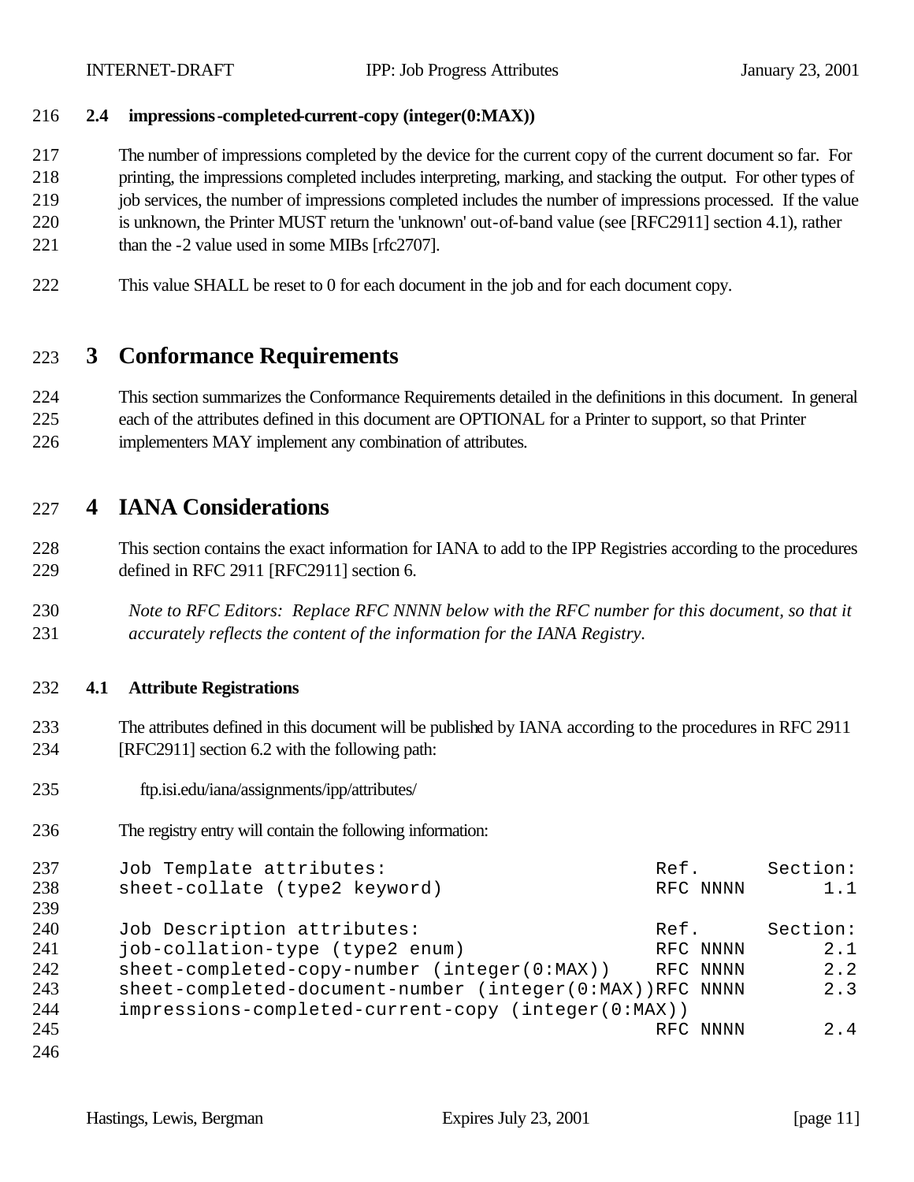### 2.4 impressions-completed-current-copy (integer(0:MAX))

The number of impressions completed by the device for the current copy of the current document so far. For printing, the impressions completed includes interpreting, marking, and stacking the output. For other types of job services, the number of impressions completed includes the number of impressions processed. If the value is unknown, the Printer MUST return the 'unknown' out-of-band value (see [RFC2911] section 4.1), rather than the -2 value used in some MIBs [rfc2707].

This value SHALL be reset to 0 for each document in the job and for each document copy.

# 3 Conformance Requirements

This section summarizes the Conformance Requirements detailed in the definitions in this document. In general each of the attributes defined in this document are OPTIONAL for a Printer to support, so that Printer implementers MAY implement any combination of attributes.

# 4 IANA Considerations

This section contains the exact information for IANA to add to the IPP Registries according to the procedures defined in RFC 2911 [RFC2911] section 6.

*Note to RFC Editors: Replace RFC NNNN below with the RFC number for this document, so that it accurately reflects the content of the information for the IANA Registry.*

### 4.1 Attribute Registrations

The attributes defined in this document will be published by IANA according to the procedures in RFC 2911 [RFC2911] section 6.2 with the following path:

ftp.isi.edu/iana/assignments/ipp/attributes/

The registry entry will contain the following information:

```
Job Template attributes:                          Ref.      Section:
sheet-collate (type2 keyword)                     RFC NNNN       1.1

Job Description attributes:                       Ref.      Section:
job-collation-type (type2 enum)                   RFC NNNN       2.1
sheet-completed-copy-number (integer(0:MAX))      RFC NNNN       2.2
sheet-completed-document-number (integer(0:MAX))RFC NNNN       2.3
impressions-completed-current-copy (integer(0:MAX))
                                                  RFC NNNN       2.4
```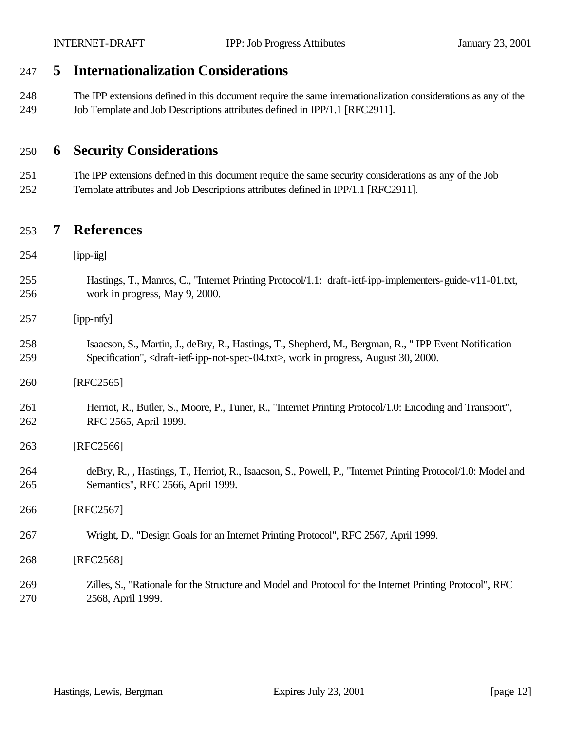# 5 Internationalization Considerations

The IPP extensions defined in this document require the same internationalization considerations as any of the Job Template and Job Descriptions attributes defined in IPP/1.1 [RFC2911].

# 6 Security Considerations

The IPP extensions defined in this document require the same security considerations as any of the Job Template attributes and Job Descriptions attributes defined in IPP/1.1 [RFC2911].

# 7 References

[ipp-iig]

Hastings, T., Manros, C., "Internet Printing Protocol/1.1: draft-ietf-ipp-implementers-guide-v11-01.txt, work in progress, May 9, 2000.

[ipp-ntfy]

Isaacson, S., Martin, J., deBry, R., Hastings, T., Shepherd, M., Bergman, R., " IPP Event Notification Specification", <draft-ietf-ipp-not-spec-04.txt>, work in progress, August 30, 2000.

[RFC2565]

Herriot, R., Butler, S., Moore, P., Tuner, R., "Internet Printing Protocol/1.0: Encoding and Transport", RFC 2565, April 1999.

[RFC2566]

deBry, R., , Hastings, T., Herriot, R., Isaacson, S., Powell, P., "Internet Printing Protocol/1.0: Model and Semantics", RFC 2566, April 1999.

[RFC2567]

Wright, D., "Design Goals for an Internet Printing Protocol", RFC 2567, April 1999.

[RFC2568]

Zilles, S., "Rationale for the Structure and Model and Protocol for the Internet Printing Protocol", RFC 2568, April 1999.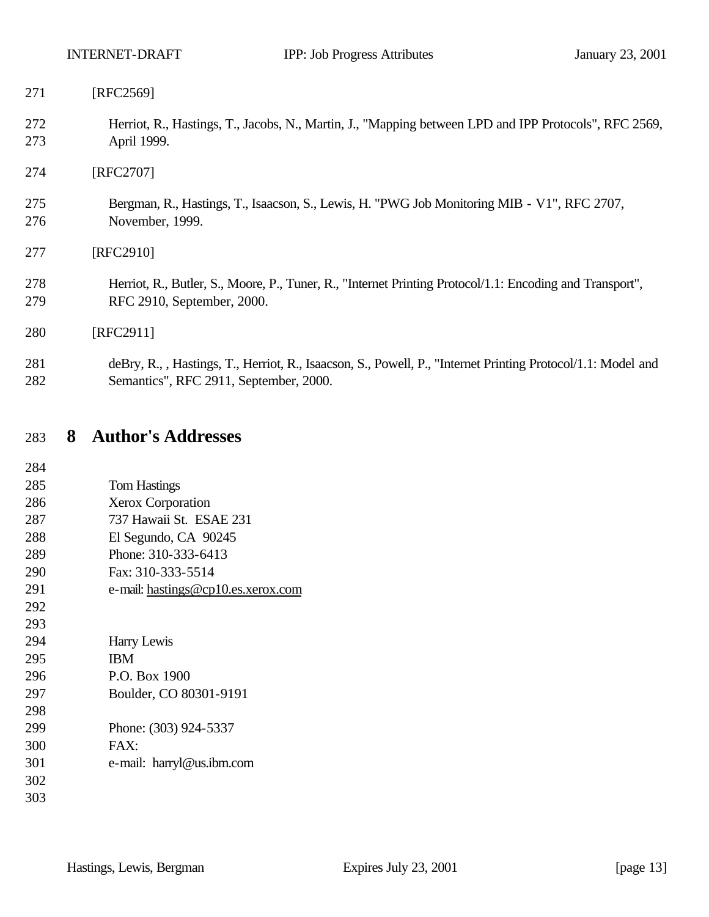[RFC2569]

Herriot, R., Hastings, T., Jacobs, N., Martin, J., "Mapping between LPD and IPP Protocols", RFC 2569, April 1999.

[RFC2707]

Bergman, R., Hastings, T., Isaacson, S., Lewis, H. "PWG Job Monitoring MIB - V1", RFC 2707, November, 1999.

[RFC2910]

Herriot, R., Butler, S., Moore, P., Tuner, R., "Internet Printing Protocol/1.1: Encoding and Transport", RFC 2910, September, 2000.

[RFC2911]

deBry, R., , Hastings, T., Herriot, R., Isaacson, S., Powell, P., "Internet Printing Protocol/1.1: Model and Semantics", RFC 2911, September, 2000.

# 8 Author's Addresses

Tom Hastings
Xerox Corporation
737 Hawaii St. ESAE 231
El Segundo, CA 90245
Phone: 310-333-6413
Fax: 310-333-5514
e-mail: hastings@cp10.es.xerox.com

Harry Lewis
IBM
P.O. Box 1900
Boulder, CO 80301-9191

Phone: (303) 924-5337
FAX:
e-mail: harryl@us.ibm.com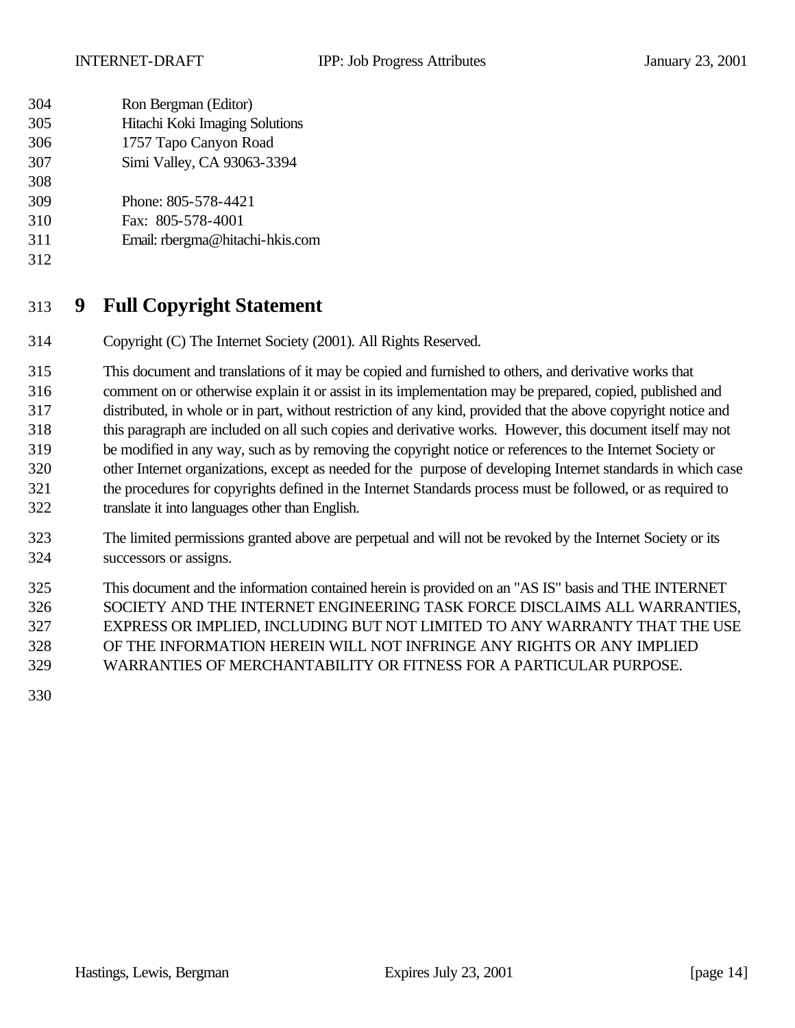Ron Bergman (Editor)
Hitachi Koki Imaging Solutions
1757 Tapo Canyon Road
Simi Valley, CA 93063-3394

Phone: 805-578-4421
Fax: 805-578-4001
Email: rbergma@hitachi-hkis.com

# 9 Full Copyright Statement

Copyright (C) The Internet Society (2001). All Rights Reserved.

This document and translations of it may be copied and furnished to others, and derivative works that comment on or otherwise explain it or assist in its implementation may be prepared, copied, published and distributed, in whole or in part, without restriction of any kind, provided that the above copyright notice and this paragraph are included on all such copies and derivative works. However, this document itself may not be modified in any way, such as by removing the copyright notice or references to the Internet Society or other Internet organizations, except as needed for the purpose of developing Internet standards in which case the procedures for copyrights defined in the Internet Standards process must be followed, or as required to translate it into languages other than English.

The limited permissions granted above are perpetual and will not be revoked by the Internet Society or its successors or assigns.

This document and the information contained herein is provided on an "AS IS" basis and THE INTERNET SOCIETY AND THE INTERNET ENGINEERING TASK FORCE DISCLAIMS ALL WARRANTIES, EXPRESS OR IMPLIED, INCLUDING BUT NOT LIMITED TO ANY WARRANTY THAT THE USE OF THE INFORMATION HEREIN WILL NOT INFRINGE ANY RIGHTS OR ANY IMPLIED WARRANTIES OF MERCHANTABILITY OR FITNESS FOR A PARTICULAR PURPOSE.